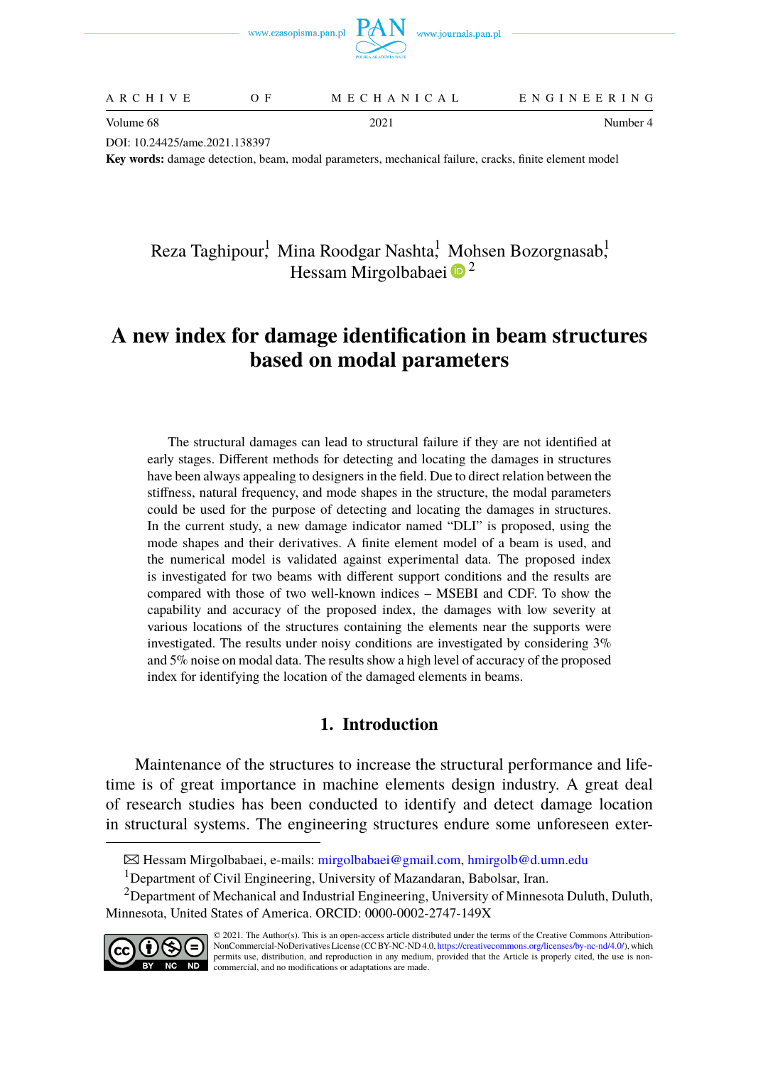DOI: 10.24425/ame.2021.138397

**Key words:** damage detection, beam, modal parameters, mechanical failure, cracks, finite element model

Reza Taghipour[1], Mina Roodgar Nashta[1], Mohsen Bozorgnasab[1], Hessam Mirgolbabaei [2]

# A new index for damage identification in beam structures based on modal parameters

The structural damages can lead to structural failure if they are not identified at early stages. Different methods for detecting and locating the damages in structures have been always appealing to designers in the field. Due to direct relation between the stiffness, natural frequency, and mode shapes in the structure, the modal parameters could be used for the purpose of detecting and locating the damages in structures. In the current study, a new damage indicator named "DLI" is proposed, using the mode shapes and their derivatives. A finite element model of a beam is used, and the numerical model is validated against experimental data. The proposed index is investigated for two beams with different support conditions and the results are compared with those of two well-known indices – MSEBI and CDF. To show the capability and accuracy of the proposed index, the damages with low severity at various locations of the structures containing the elements near the supports were investigated. The results under noisy conditions are investigated by considering 3% and 5% noise on modal data. The results show a high level of accuracy of the proposed index for identifying the location of the damaged elements in beams.

## 1. Introduction

Maintenance of the structures to increase the structural performance and lifetime is of great importance in machine elements design industry. A great deal of research studies has been conducted to identify and detect damage location in structural systems. The engineering structures endure some unforeseen exter-

---

✉ Hessam Mirgolbabaei, e-mails: mirgolbabaei@gmail.com, hmirgolb@d.umn.edu

[1]Department of Civil Engineering, University of Mazandaran, Babolsar, Iran.

[2]Department of Mechanical and Industrial Engineering, University of Minnesota Duluth, Duluth, Minnesota, United States of America. ORCID: 0000-0002-2747-149X

© 2021. The Author(s). This is an open-access article distributed under the terms of the Creative Commons Attribution-NonCommercial-NoDerivatives License (CC BY-NC-ND 4.0, https://creativecommons.org/licenses/by-nc-nd/4.0/), which permits use, distribution, and reproduction in any medium, provided that the Article is properly cited, the use is non-commercial, and no modifications or adaptations are made.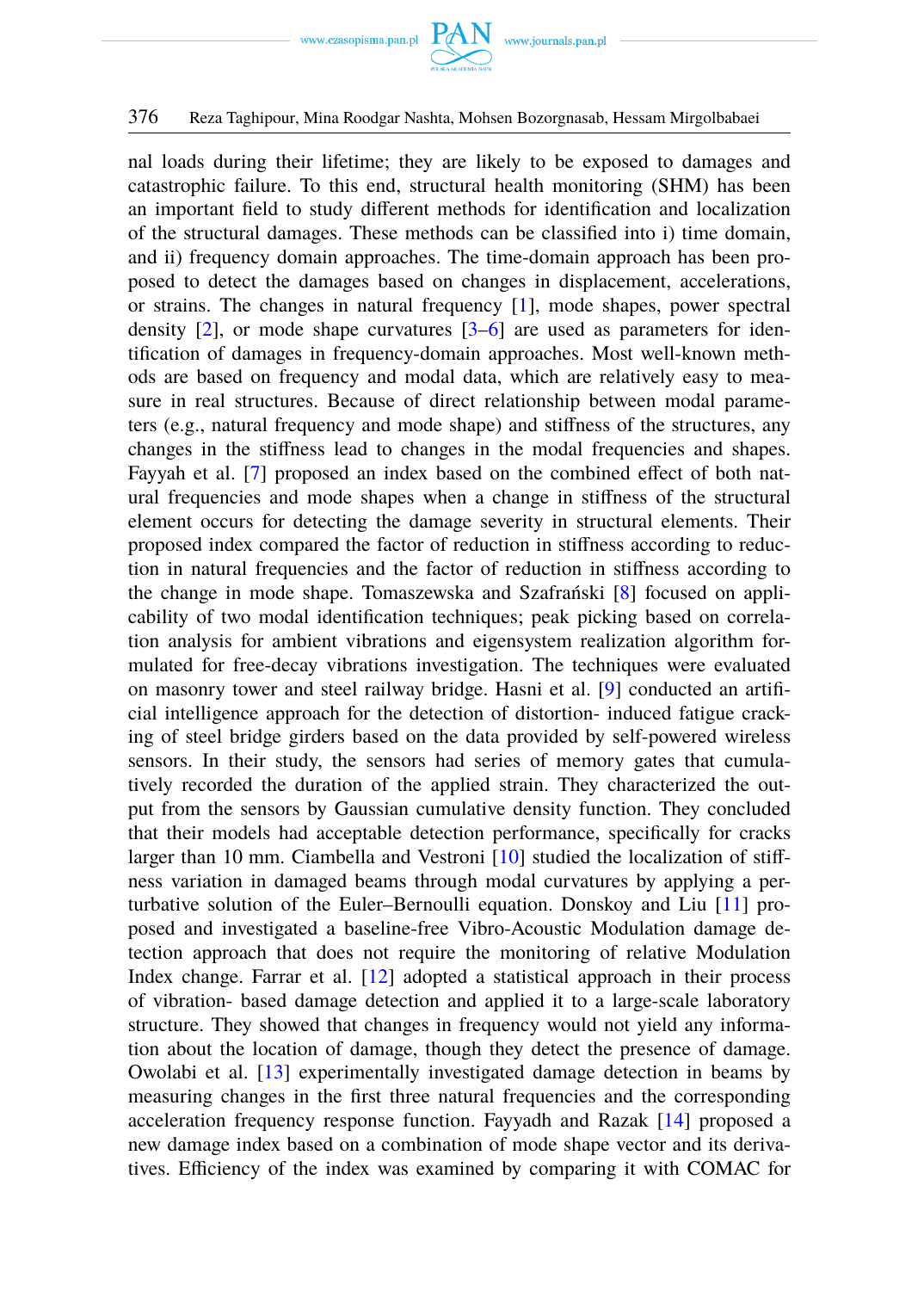nal loads during their lifetime; they are likely to be exposed to damages and catastrophic failure. To this end, structural health monitoring (SHM) has been an important field to study different methods for identification and localization of the structural damages. These methods can be classified into i) time domain, and ii) frequency domain approaches. The time-domain approach has been proposed to detect the damages based on changes in displacement, accelerations, or strains. The changes in natural frequency [1], mode shapes, power spectral density [2], or mode shape curvatures [3–6] are used as parameters for identification of damages in frequency-domain approaches. Most well-known methods are based on frequency and modal data, which are relatively easy to measure in real structures. Because of direct relationship between modal parameters (e.g., natural frequency and mode shape) and stiffness of the structures, any changes in the stiffness lead to changes in the modal frequencies and shapes. Fayyah et al. [7] proposed an index based on the combined effect of both natural frequencies and mode shapes when a change in stiffness of the structural element occurs for detecting the damage severity in structural elements. Their proposed index compared the factor of reduction in stiffness according to reduction in natural frequencies and the factor of reduction in stiffness according to the change in mode shape. Tomaszewska and Szafrański [8] focused on applicability of two modal identification techniques; peak picking based on correlation analysis for ambient vibrations and eigensystem realization algorithm formulated for free-decay vibrations investigation. The techniques were evaluated on masonry tower and steel railway bridge. Hasni et al. [9] conducted an artificial intelligence approach for the detection of distortion- induced fatigue cracking of steel bridge girders based on the data provided by self-powered wireless sensors. In their study, the sensors had series of memory gates that cumulatively recorded the duration of the applied strain. They characterized the output from the sensors by Gaussian cumulative density function. They concluded that their models had acceptable detection performance, specifically for cracks larger than 10 mm. Ciambella and Vestroni [10] studied the localization of stiffness variation in damaged beams through modal curvatures by applying a perturbative solution of the Euler–Bernoulli equation. Donskoy and Liu [11] proposed and investigated a baseline-free Vibro-Acoustic Modulation damage detection approach that does not require the monitoring of relative Modulation Index change. Farrar et al. [12] adopted a statistical approach in their process of vibration- based damage detection and applied it to a large-scale laboratory structure. They showed that changes in frequency would not yield any information about the location of damage, though they detect the presence of damage. Owolabi et al. [13] experimentally investigated damage detection in beams by measuring changes in the first three natural frequencies and the corresponding acceleration frequency response function. Fayyadh and Razak [14] proposed a new damage index based on a combination of mode shape vector and its derivatives. Efficiency of the index was examined by comparing it with COMAC for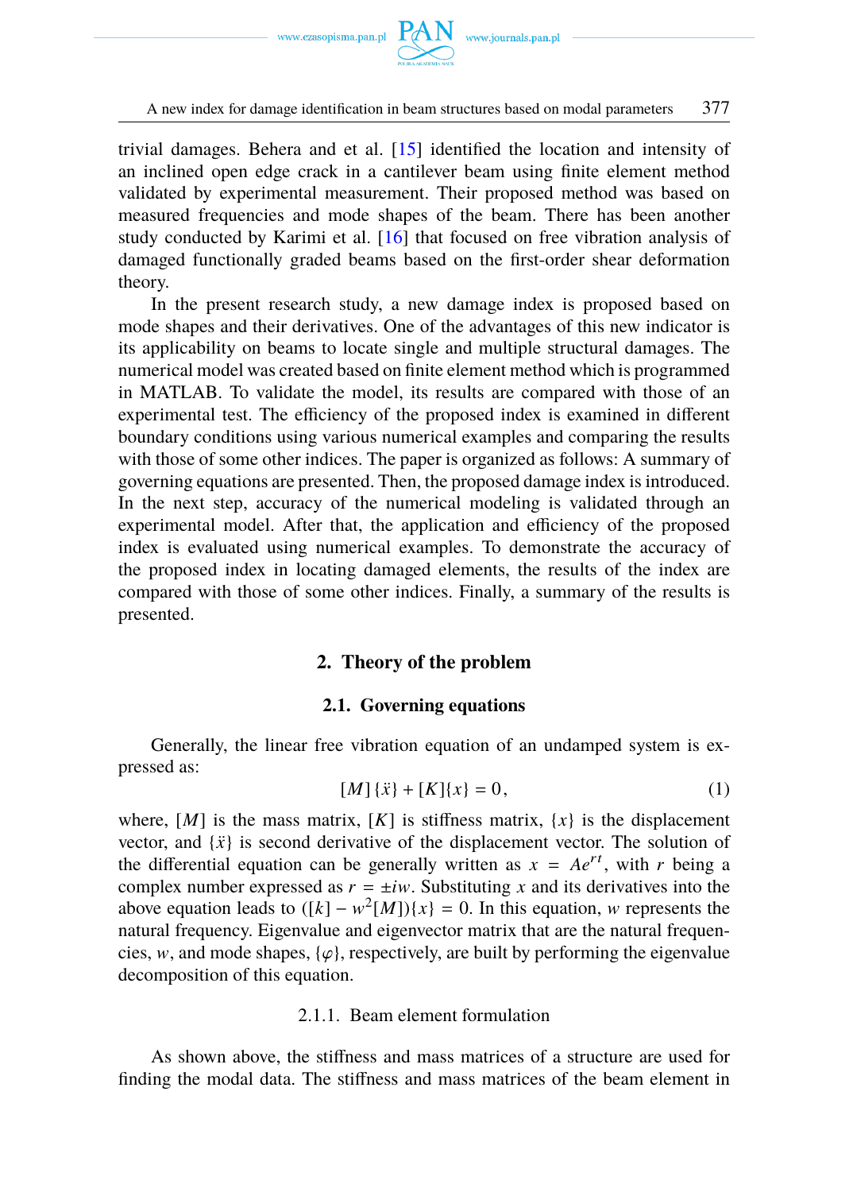trivial damages. Behera and et al. [15] identified the location and intensity of an inclined open edge crack in a cantilever beam using finite element method validated by experimental measurement. Their proposed method was based on measured frequencies and mode shapes of the beam. There has been another study conducted by Karimi et al. [16] that focused on free vibration analysis of damaged functionally graded beams based on the first-order shear deformation theory.

In the present research study, a new damage index is proposed based on mode shapes and their derivatives. One of the advantages of this new indicator is its applicability on beams to locate single and multiple structural damages. The numerical model was created based on finite element method which is programmed in MATLAB. To validate the model, its results are compared with those of an experimental test. The efficiency of the proposed index is examined in different boundary conditions using various numerical examples and comparing the results with those of some other indices. The paper is organized as follows: A summary of governing equations are presented. Then, the proposed damage index is introduced. In the next step, accuracy of the numerical modeling is validated through an experimental model. After that, the application and efficiency of the proposed index is evaluated using numerical examples. To demonstrate the accuracy of the proposed index in locating damaged elements, the results of the index are compared with those of some other indices. Finally, a summary of the results is presented.

## 2. Theory of the problem

### 2.1. Governing equations

Generally, the linear free vibration equation of an undamped system is expressed as:

$$[M]\{\ddot{x}\} + [K]\{x\} = 0, \tag{1}$$

where, $[M]$ is the mass matrix, $[K]$ is stiffness matrix, $\{x\}$ is the displacement vector, and $\{\ddot{x}\}$ is second derivative of the displacement vector. The solution of the differential equation can be generally written as $x = Ae^{rt}$, with $r$ being a complex number expressed as $r = \pm iw$. Substituting $x$ and its derivatives into the above equation leads to $([k] - w^2[M])\{x\} = 0$. In this equation, $w$ represents the natural frequency. Eigenvalue and eigenvector matrix that are the natural frequencies, $w$, and mode shapes, $\{\varphi\}$, respectively, are built by performing the eigenvalue decomposition of this equation.

#### 2.1.1. Beam element formulation

As shown above, the stiffness and mass matrices of a structure are used for finding the modal data. The stiffness and mass matrices of the beam element in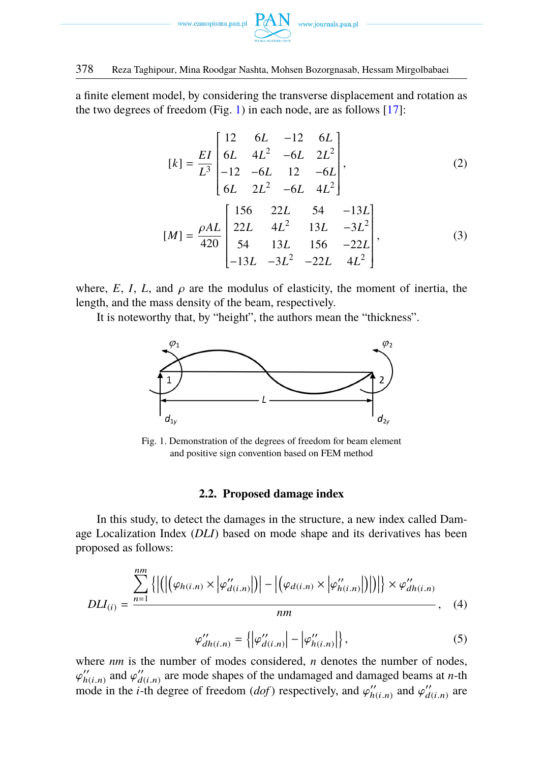a finite element model, by considering the transverse displacement and rotation as the two degrees of freedom (Fig. 1) in each node, are as follows [17]:

$$[k] = \frac{EI}{L^3}\begin{bmatrix} 12 & 6L & -12 & 6L \\ 6L & 4L^2 & -6L & 2L^2 \\ -12 & -6L & 12 & -6L \\ 6L & 2L^2 & -6L & 4L^2 \end{bmatrix}, \tag{2}$$

$$[M] = \frac{\rho AL}{420}\begin{bmatrix} 156 & 22L & 54 & -13L \\ 22L & 4L^2 & 13L & -3L^2 \\ 54 & 13L & 156 & -22L \\ -13L & -3L^2 & -22L & 4L^2 \end{bmatrix}, \tag{3}$$

where, $E$, $I$, $L$, and $\rho$ are the modulus of elasticity, the moment of inertia, the length, and the mass density of the beam, respectively.

It is noteworthy that, by "height", the authors mean the "thickness".

Fig. 1. Demonstration of the degrees of freedom for beam element and positive sign convention based on FEM method

### 2.2. Proposed damage index

In this study, to detect the damages in the structure, a new index called Damage Localization Index (*DLI*) based on mode shape and its derivatives has been proposed as follows:

$$DLI_{(i)} = \frac{\sum\limits_{n=1}^{nm} \left\{ \left| \left( \left| \left( \varphi_{h(i.n)} \times \left| \varphi''_{d(i.n)} \right| \right) \right| - \left| \left( \varphi_{d(i.n)} \times \left| \varphi''_{h(i.n)} \right| \right) \right| \right) \right| \right\} \times \varphi''_{dh(i.n)}}{nm}, \tag{4}$$

$$\varphi''_{dh(i.n)} = \left\{ \left| \varphi''_{d(i.n)} \right| - \left| \varphi''_{h(i.n)} \right| \right\}, \tag{5}$$

where $nm$ is the number of modes considered, $n$ denotes the number of nodes, $\varphi''_{h(i.n)}$ and $\varphi''_{d(i.n)}$ are mode shapes of the undamaged and damaged beams at $n$-th mode in the $i$-th degree of freedom (*dof*) respectively, and $\varphi''_{h(i.n)}$ and $\varphi''_{d(i.n)}$ are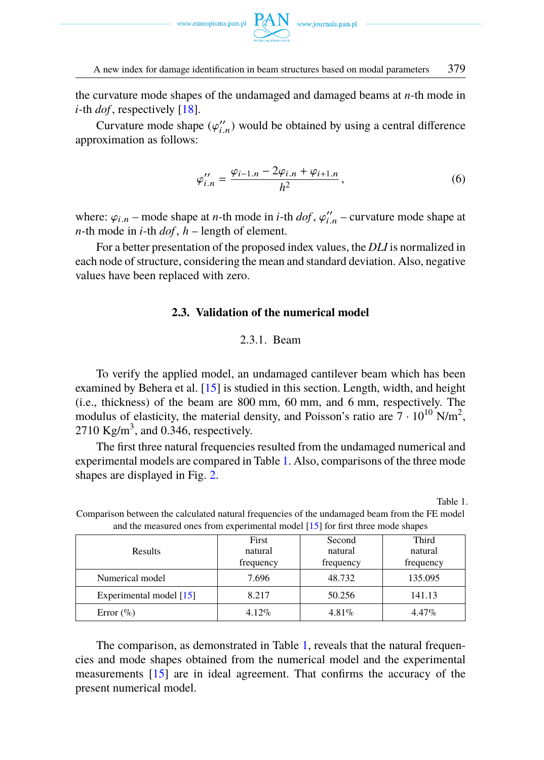the curvature mode shapes of the undamaged and damaged beams at $n$-th mode in $i$-th *dof*, respectively [18].

Curvature mode shape ($\varphi''_{i.n}$) would be obtained by using a central difference approximation as follows:

$$\varphi''_{i.n} = \frac{\varphi_{i-1.n} - 2\varphi_{i.n} + \varphi_{i+1.n}}{h^2}, \tag{6}$$

where: $\varphi_{i.n}$ – mode shape at $n$-th mode in $i$-th *dof*, $\varphi''_{i.n}$ – curvature mode shape at $n$-th mode in $i$-th *dof*, $h$ – length of element.

For a better presentation of the proposed index values, the *DLI* is normalized in each node of structure, considering the mean and standard deviation. Also, negative values have been replaced with zero.

### 2.3. Validation of the numerical model

#### 2.3.1. Beam

To verify the applied model, an undamaged cantilever beam which has been examined by Behera et al. [15] is studied in this section. Length, width, and height (i.e., thickness) of the beam are 800 mm, 60 mm, and 6 mm, respectively. The modulus of elasticity, the material density, and Poisson's ratio are $7 \cdot 10^{10}$ N/m$^2$, 2710 Kg/m$^3$, and 0.346, respectively.

The first three natural frequencies resulted from the undamaged numerical and experimental models are compared in Table 1. Also, comparisons of the three mode shapes are displayed in Fig. 2.

Table 1.
Comparison between the calculated natural frequencies of the undamaged beam from the FE model and the measured ones from experimental model [15] for first three mode shapes

| Results | First natural frequency | Second natural frequency | Third natural frequency |
|---|---|---|---|
| Numerical model | 7.696 | 48.732 | 135.095 |
| Experimental model [15] | 8.217 | 50.256 | 141.13 |
| Error (%) | 4.12% | 4.81% | 4.47% |

The comparison, as demonstrated in Table 1, reveals that the natural frequencies and mode shapes obtained from the numerical model and the experimental measurements [15] are in ideal agreement. That confirms the accuracy of the present numerical model.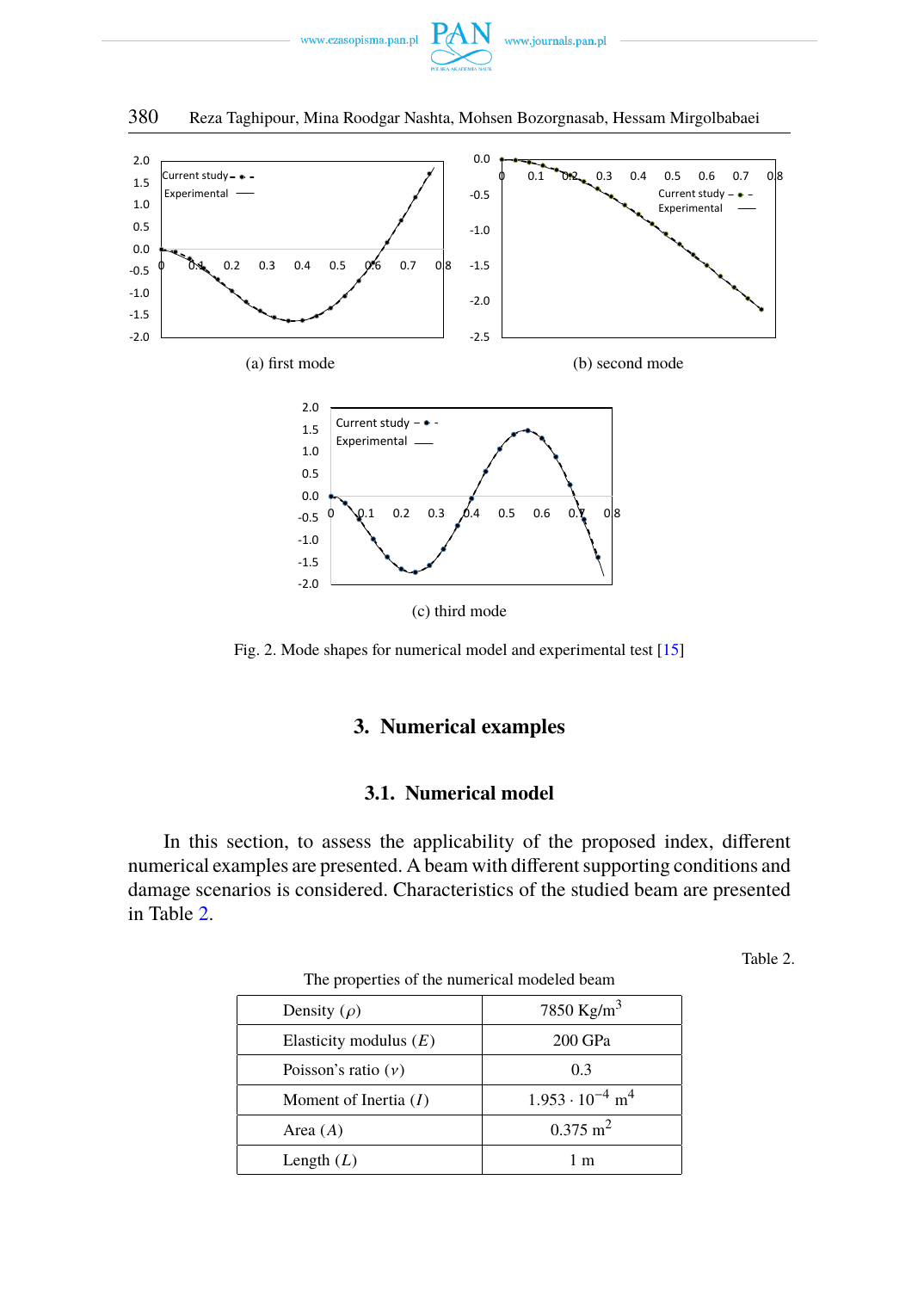(a) first mode

(b) second mode

(c) third mode

Fig. 2. Mode shapes for numerical model and experimental test [15]

## 3. Numerical examples

### 3.1. Numerical model

In this section, to assess the applicability of the proposed index, different numerical examples are presented. A beam with different supporting conditions and damage scenarios is considered. Characteristics of the studied beam are presented in Table 2.

Table 2.

The properties of the numerical modeled beam

| Property | Value |
|---|---|
| Density ($\rho$) | 7850 Kg/m$^3$ |
| Elasticity modulus ($E$) | 200 GPa |
| Poisson's ratio ($\nu$) | 0.3 |
| Moment of Inertia ($I$) | $1.953 \cdot 10^{-4}$ m$^4$ |
| Area ($A$) | 0.375 m$^2$ |
| Length ($L$) | 1 m |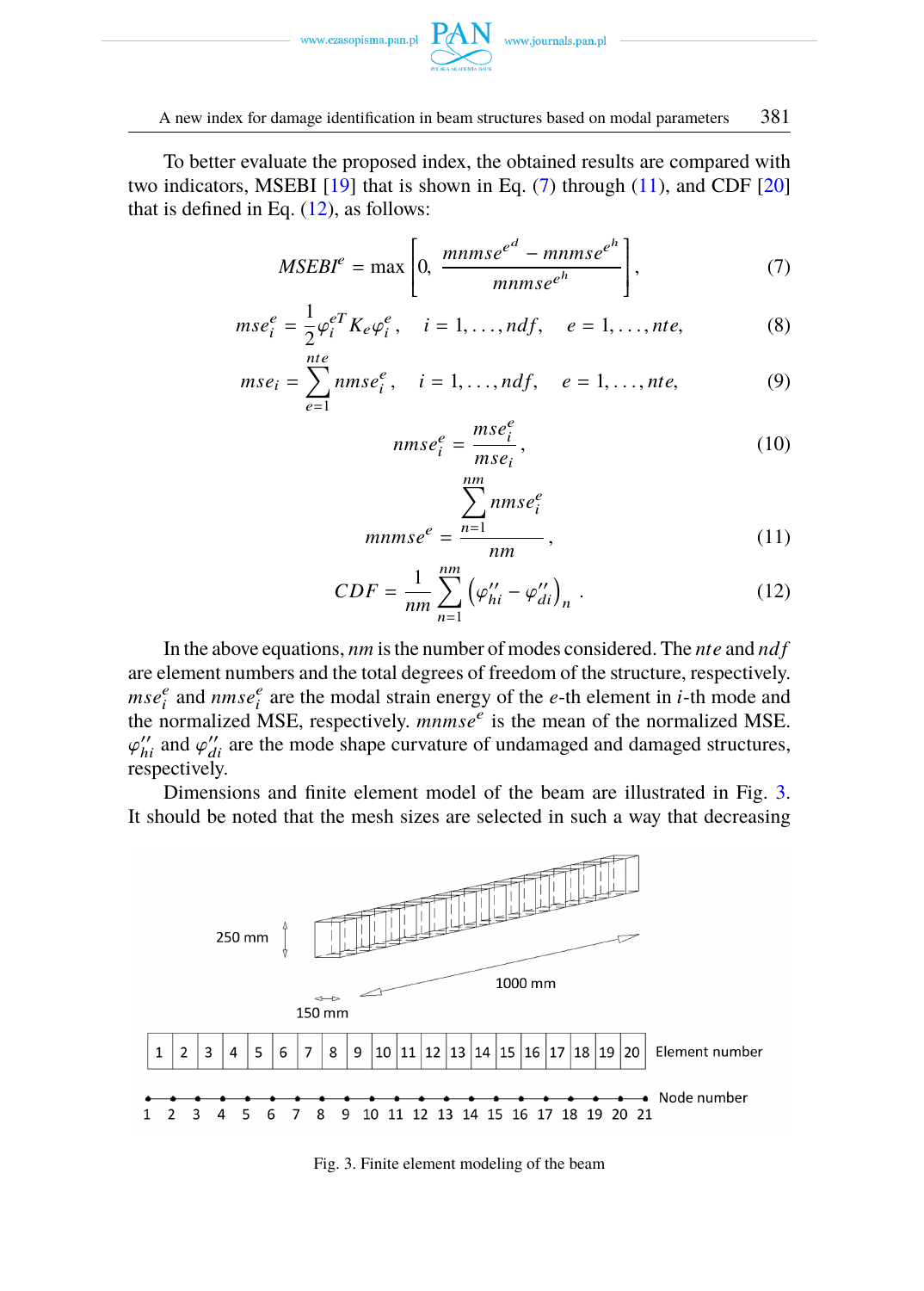To better evaluate the proposed index, the obtained results are compared with two indicators, MSEBI [19] that is shown in Eq. (7) through (11), and CDF [20] that is defined in Eq. (12), as follows:

$$MSEBI^e = \max\left[0, \frac{mnmse^{e^d} - mnmse^{e^h}}{mnmse^{e^h}}\right], \tag{7}$$

$$mse_i^e = \frac{1}{2}\varphi_i^{eT} K_e \varphi_i^e, \quad i = 1, \ldots, ndf, \quad e = 1, \ldots, nte, \tag{8}$$

$$mse_i = \sum_{e=1}^{nte} nmse_i^e, \quad i = 1, \ldots, ndf, \quad e = 1, \ldots, nte, \tag{9}$$

$$nmse_i^e = \frac{mse_i^e}{mse_i}, \tag{10}$$

$$mnmse^e = \frac{\sum\limits_{n=1}^{nm} nmse_i^e}{nm}, \tag{11}$$

$$CDF = \frac{1}{nm}\sum_{n=1}^{nm}\left(\varphi''_{hi} - \varphi''_{di}\right)_n . \tag{12}$$

In the above equations, $nm$ is the number of modes considered. The $nte$ and $ndf$ are element numbers and the total degrees of freedom of the structure, respectively. $mse_i^e$ and $nmse_i^e$ are the modal strain energy of the $e$-th element in $i$-th mode and the normalized MSE, respectively. $mnmse^e$ is the mean of the normalized MSE. $\varphi''_{hi}$ and $\varphi''_{di}$ are the mode shape curvature of undamaged and damaged structures, respectively.

Dimensions and finite element model of the beam are illustrated in Fig. 3. It should be noted that the mesh sizes are selected in such a way that decreasing

Fig. 3. Finite element modeling of the beam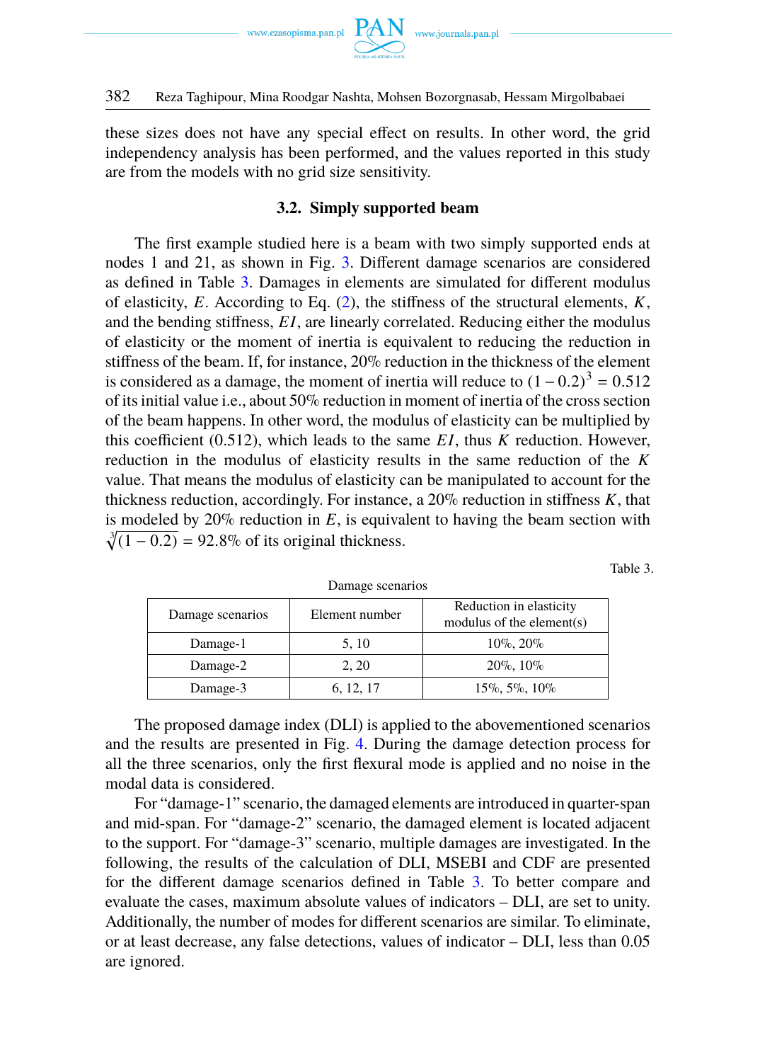these sizes does not have any special effect on results. In other word, the grid independency analysis has been performed, and the values reported in this study are from the models with no grid size sensitivity.

### 3.2. Simply supported beam

The first example studied here is a beam with two simply supported ends at nodes 1 and 21, as shown in Fig. 3. Different damage scenarios are considered as defined in Table 3. Damages in elements are simulated for different modulus of elasticity, $E$. According to Eq. (2), the stiffness of the structural elements, $K$, and the bending stiffness, $EI$, are linearly correlated. Reducing either the modulus of elasticity or the moment of inertia is equivalent to reducing the reduction in stiffness of the beam. If, for instance, 20% reduction in the thickness of the element is considered as a damage, the moment of inertia will reduce to $(1-0.2)^3 = 0.512$ of its initial value i.e., about 50% reduction in moment of inertia of the cross section of the beam happens. In other word, the modulus of elasticity can be multiplied by this coefficient (0.512), which leads to the same $EI$, thus $K$ reduction. However, reduction in the modulus of elasticity results in the same reduction of the $K$ value. That means the modulus of elasticity can be manipulated to account for the thickness reduction, accordingly. For instance, a 20% reduction in stiffness $K$, that is modeled by 20% reduction in $E$, is equivalent to having the beam section with $\sqrt[3]{(1-0.2)} = 92.8\%$ of its original thickness.

Table 3.
Damage scenarios

| Damage scenarios | Element number | Reduction in elasticity modulus of the element(s) |
|---|---|---|
| Damage-1 | 5, 10 | 10%, 20% |
| Damage-2 | 2, 20 | 20%, 10% |
| Damage-3 | 6, 12, 17 | 15%, 5%, 10% |

The proposed damage index (DLI) is applied to the abovementioned scenarios and the results are presented in Fig. 4. During the damage detection process for all the three scenarios, only the first flexural mode is applied and no noise in the modal data is considered.

For "damage-1" scenario, the damaged elements are introduced in quarter-span and mid-span. For "damage-2" scenario, the damaged element is located adjacent to the support. For "damage-3" scenario, multiple damages are investigated. In the following, the results of the calculation of DLI, MSEBI and CDF are presented for the different damage scenarios defined in Table 3. To better compare and evaluate the cases, maximum absolute values of indicators – DLI, are set to unity. Additionally, the number of modes for different scenarios are similar. To eliminate, or at least decrease, any false detections, values of indicator – DLI, less than 0.05 are ignored.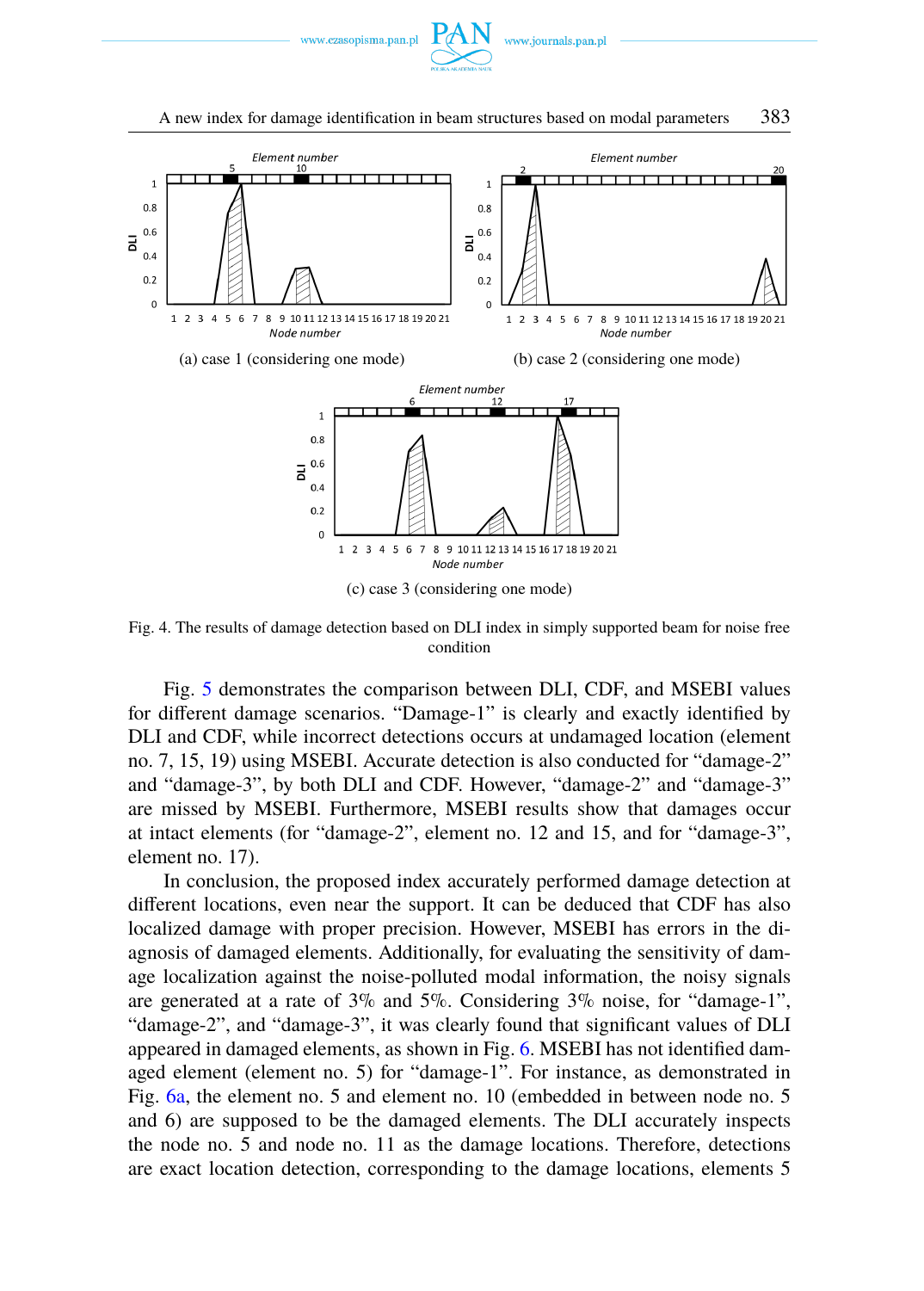(a) case 1 (considering one mode)

(b) case 2 (considering one mode)

(c) case 3 (considering one mode)

Fig. 4. The results of damage detection based on DLI index in simply supported beam for noise free condition

Fig. 5 demonstrates the comparison between DLI, CDF, and MSEBI values for different damage scenarios. "Damage-1" is clearly and exactly identified by DLI and CDF, while incorrect detections occurs at undamaged location (element no. 7, 15, 19) using MSEBI. Accurate detection is also conducted for "damage-2" and "damage-3", by both DLI and CDF. However, "damage-2" and "damage-3" are missed by MSEBI. Furthermore, MSEBI results show that damages occur at intact elements (for "damage-2", element no. 12 and 15, and for "damage-3", element no. 17).

In conclusion, the proposed index accurately performed damage detection at different locations, even near the support. It can be deduced that CDF has also localized damage with proper precision. However, MSEBI has errors in the diagnosis of damaged elements. Additionally, for evaluating the sensitivity of damage localization against the noise-polluted modal information, the noisy signals are generated at a rate of 3% and 5%. Considering 3% noise, for "damage-1", "damage-2", and "damage-3", it was clearly found that significant values of DLI appeared in damaged elements, as shown in Fig. 6. MSEBI has not identified damaged element (element no. 5) for "damage-1". For instance, as demonstrated in Fig. 6a, the element no. 5 and element no. 10 (embedded in between node no. 5 and 6) are supposed to be the damaged elements. The DLI accurately inspects the node no. 5 and node no. 11 as the damage locations. Therefore, detections are exact location detection, corresponding to the damage locations, elements 5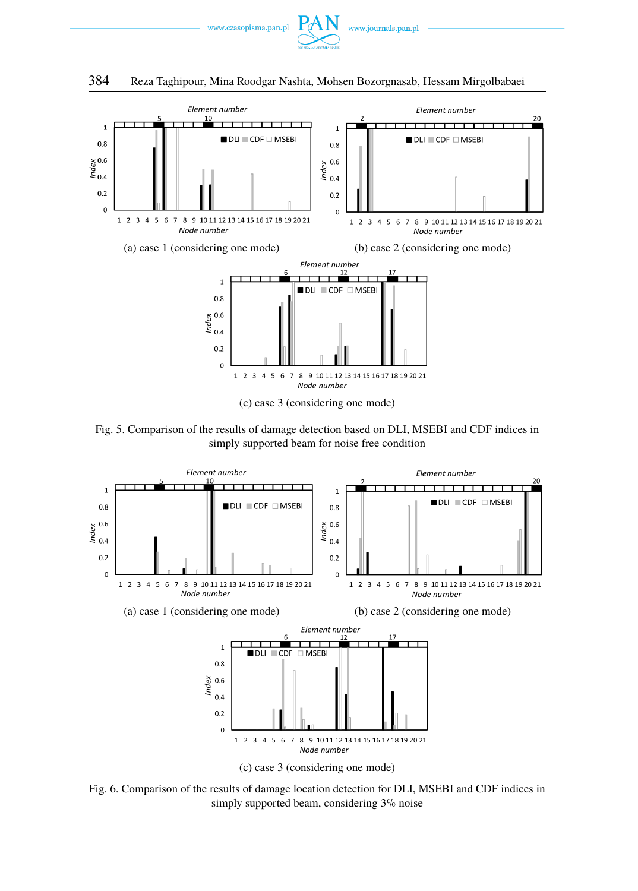(a) case 1 (considering one mode)

(b) case 2 (considering one mode)

(c) case 3 (considering one mode)

Fig. 5. Comparison of the results of damage detection based on DLI, MSEBI and CDF indices in simply supported beam for noise free condition

(a) case 1 (considering one mode)

(b) case 2 (considering one mode)

(c) case 3 (considering one mode)

Fig. 6. Comparison of the results of damage location detection for DLI, MSEBI and CDF indices in simply supported beam, considering 3% noise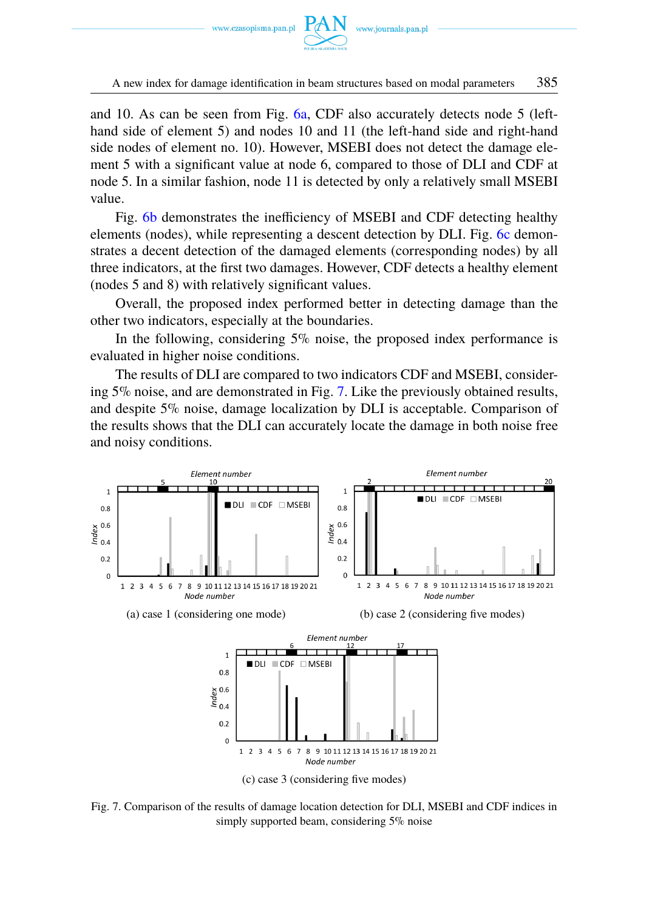and 10. As can be seen from Fig. 6a, CDF also accurately detects node 5 (left-hand side of element 5) and nodes 10 and 11 (the left-hand side and right-hand side nodes of element no. 10). However, MSEBI does not detect the damage element 5 with a significant value at node 6, compared to those of DLI and CDF at node 5. In a similar fashion, node 11 is detected by only a relatively small MSEBI value.

Fig. 6b demonstrates the inefficiency of MSEBI and CDF detecting healthy elements (nodes), while representing a descent detection by DLI. Fig. 6c demonstrates a decent detection of the damaged elements (corresponding nodes) by all three indicators, at the first two damages. However, CDF detects a healthy element (nodes 5 and 8) with relatively significant values.

Overall, the proposed index performed better in detecting damage than the other two indicators, especially at the boundaries.

In the following, considering 5% noise, the proposed index performance is evaluated in higher noise conditions.

The results of DLI are compared to two indicators CDF and MSEBI, considering 5% noise, and are demonstrated in Fig. 7. Like the previously obtained results, and despite 5% noise, damage localization by DLI is acceptable. Comparison of the results shows that the DLI can accurately locate the damage in both noise free and noisy conditions.

(a) case 1 (considering one mode)

(b) case 2 (considering five modes)

(c) case 3 (considering five modes)

Fig. 7. Comparison of the results of damage location detection for DLI, MSEBI and CDF indices in simply supported beam, considering 5% noise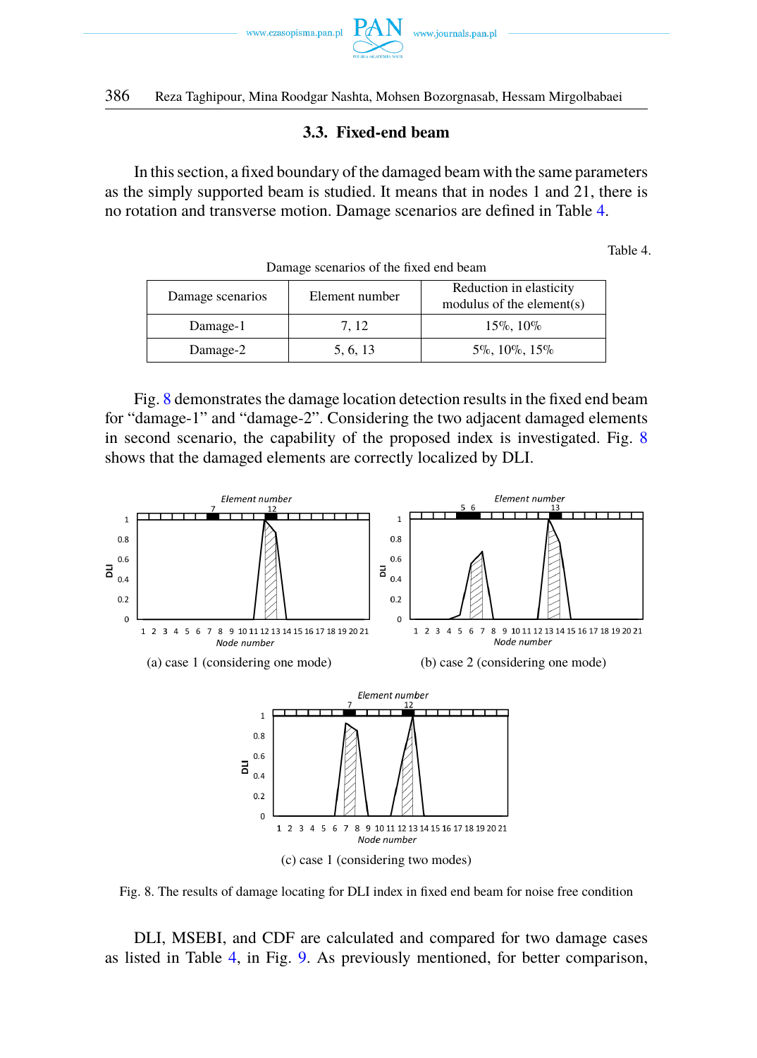### 3.3. Fixed-end beam

In this section, a fixed boundary of the damaged beam with the same parameters as the simply supported beam is studied. It means that in nodes 1 and 21, there is no rotation and transverse motion. Damage scenarios are defined in Table 4.

Table 4.
Damage scenarios of the fixed end beam

| Damage scenarios | Element number | Reduction in elasticity modulus of the element(s) |
|---|---|---|
| Damage-1 | 7, 12 | 15%, 10% |
| Damage-2 | 5, 6, 13 | 5%, 10%, 15% |

Fig. 8 demonstrates the damage location detection results in the fixed end beam for "damage-1" and "damage-2". Considering the two adjacent damaged elements in second scenario, the capability of the proposed index is investigated. Fig. 8 shows that the damaged elements are correctly localized by DLI.

(a) case 1 (considering one mode)

(b) case 2 (considering one mode)

(c) case 1 (considering two modes)

Fig. 8. The results of damage locating for DLI index in fixed end beam for noise free condition

DLI, MSEBI, and CDF are calculated and compared for two damage cases as listed in Table 4, in Fig. 9. As previously mentioned, for better comparison,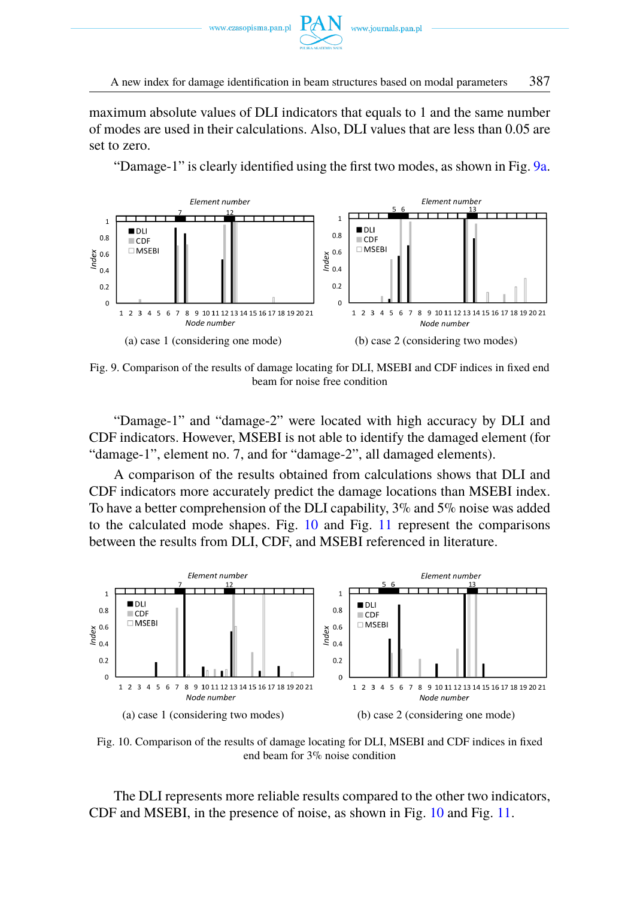maximum absolute values of DLI indicators that equals to 1 and the same number of modes are used in their calculations. Also, DLI values that are less than 0.05 are set to zero.

"Damage-1" is clearly identified using the first two modes, as shown in Fig. 9a.

(a) case 1 (considering one mode)

(b) case 2 (considering two modes)

Fig. 9. Comparison of the results of damage locating for DLI, MSEBI and CDF indices in fixed end beam for noise free condition

"Damage-1" and "damage-2" were located with high accuracy by DLI and CDF indicators. However, MSEBI is not able to identify the damaged element (for "damage-1", element no. 7, and for "damage-2", all damaged elements).

A comparison of the results obtained from calculations shows that DLI and CDF indicators more accurately predict the damage locations than MSEBI index. To have a better comprehension of the DLI capability, 3% and 5% noise was added to the calculated mode shapes. Fig. 10 and Fig. 11 represent the comparisons between the results from DLI, CDF, and MSEBI referenced in literature.

(a) case 1 (considering two modes)

(b) case 2 (considering one mode)

Fig. 10. Comparison of the results of damage locating for DLI, MSEBI and CDF indices in fixed end beam for 3% noise condition

The DLI represents more reliable results compared to the other two indicators, CDF and MSEBI, in the presence of noise, as shown in Fig. 10 and Fig. 11.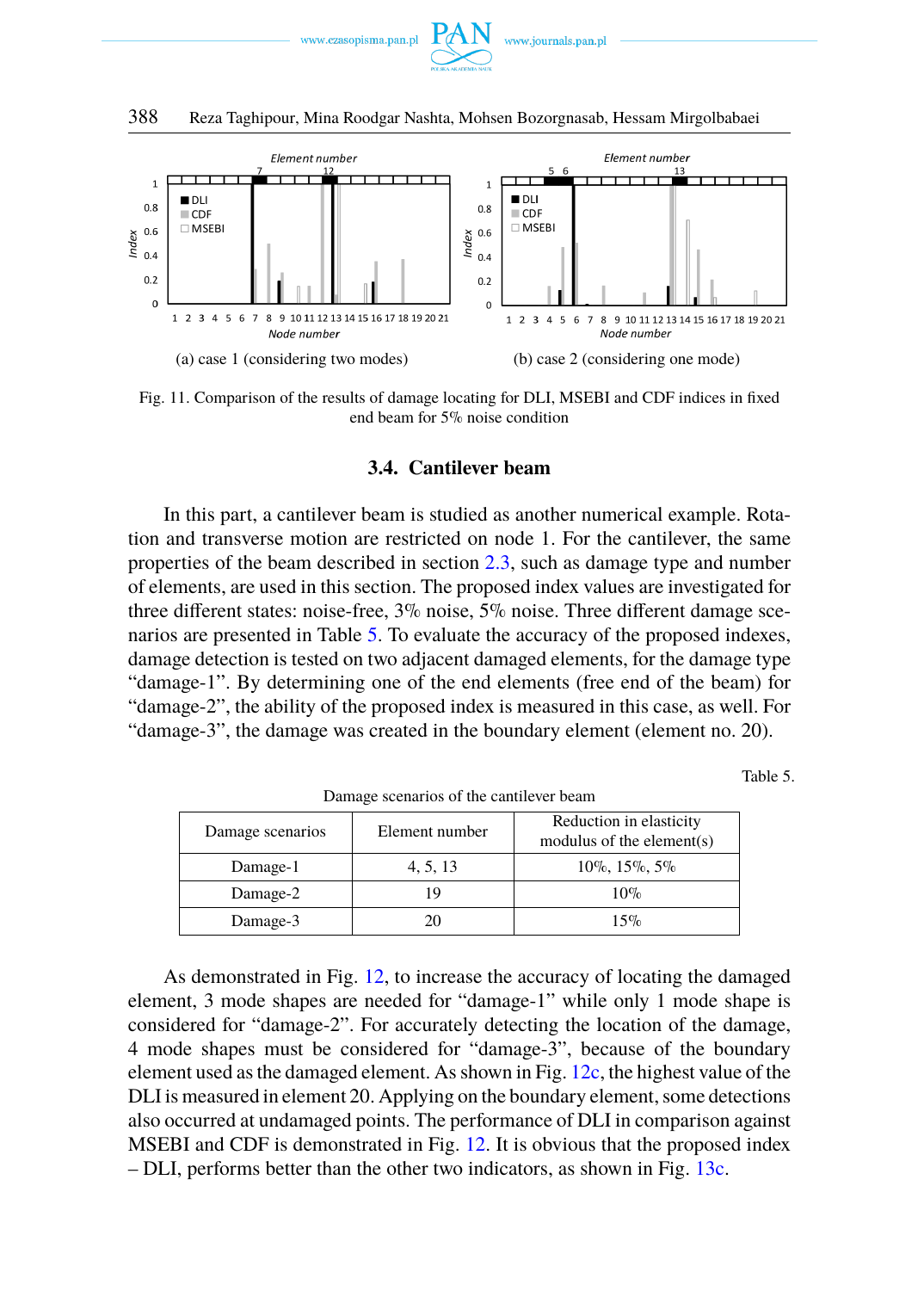(a) case 1 (considering two modes)

(b) case 2 (considering one mode)

Fig. 11. Comparison of the results of damage locating for DLI, MSEBI and CDF indices in fixed end beam for 5% noise condition

### 3.4. Cantilever beam

In this part, a cantilever beam is studied as another numerical example. Rotation and transverse motion are restricted on node 1. For the cantilever, the same properties of the beam described in section 2.3, such as damage type and number of elements, are used in this section. The proposed index values are investigated for three different states: noise-free, 3% noise, 5% noise. Three different damage scenarios are presented in Table 5. To evaluate the accuracy of the proposed indexes, damage detection is tested on two adjacent damaged elements, for the damage type "damage-1". By determining one of the end elements (free end of the beam) for "damage-2", the ability of the proposed index is measured in this case, as well. For "damage-3", the damage was created in the boundary element (element no. 20).

Table 5.

Damage scenarios of the cantilever beam

| Damage scenarios | Element number | Reduction in elasticity modulus of the element(s) |
|---|---|---|
| Damage-1 | 4, 5, 13 | 10%, 15%, 5% |
| Damage-2 | 19 | 10% |
| Damage-3 | 20 | 15% |

As demonstrated in Fig. 12, to increase the accuracy of locating the damaged element, 3 mode shapes are needed for "damage-1" while only 1 mode shape is considered for "damage-2". For accurately detecting the location of the damage, 4 mode shapes must be considered for "damage-3", because of the boundary element used as the damaged element. As shown in Fig. 12c, the highest value of the DLI is measured in element 20. Applying on the boundary element, some detections also occurred at undamaged points. The performance of DLI in comparison against MSEBI and CDF is demonstrated in Fig. 12. It is obvious that the proposed index – DLI, performs better than the other two indicators, as shown in Fig. 13c.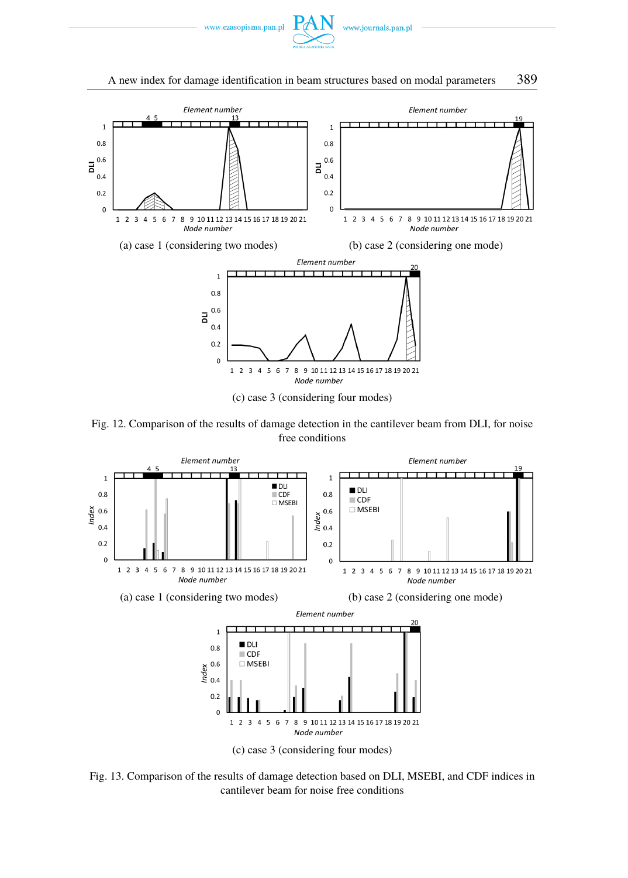(a) case 1 (considering two modes)

(b) case 2 (considering one mode)

(c) case 3 (considering four modes)

Fig. 12. Comparison of the results of damage detection in the cantilever beam from DLI, for noise free conditions

(a) case 1 (considering two modes)

(b) case 2 (considering one mode)

(c) case 3 (considering four modes)

Fig. 13. Comparison of the results of damage detection based on DLI, MSEBI, and CDF indices in cantilever beam for noise free conditions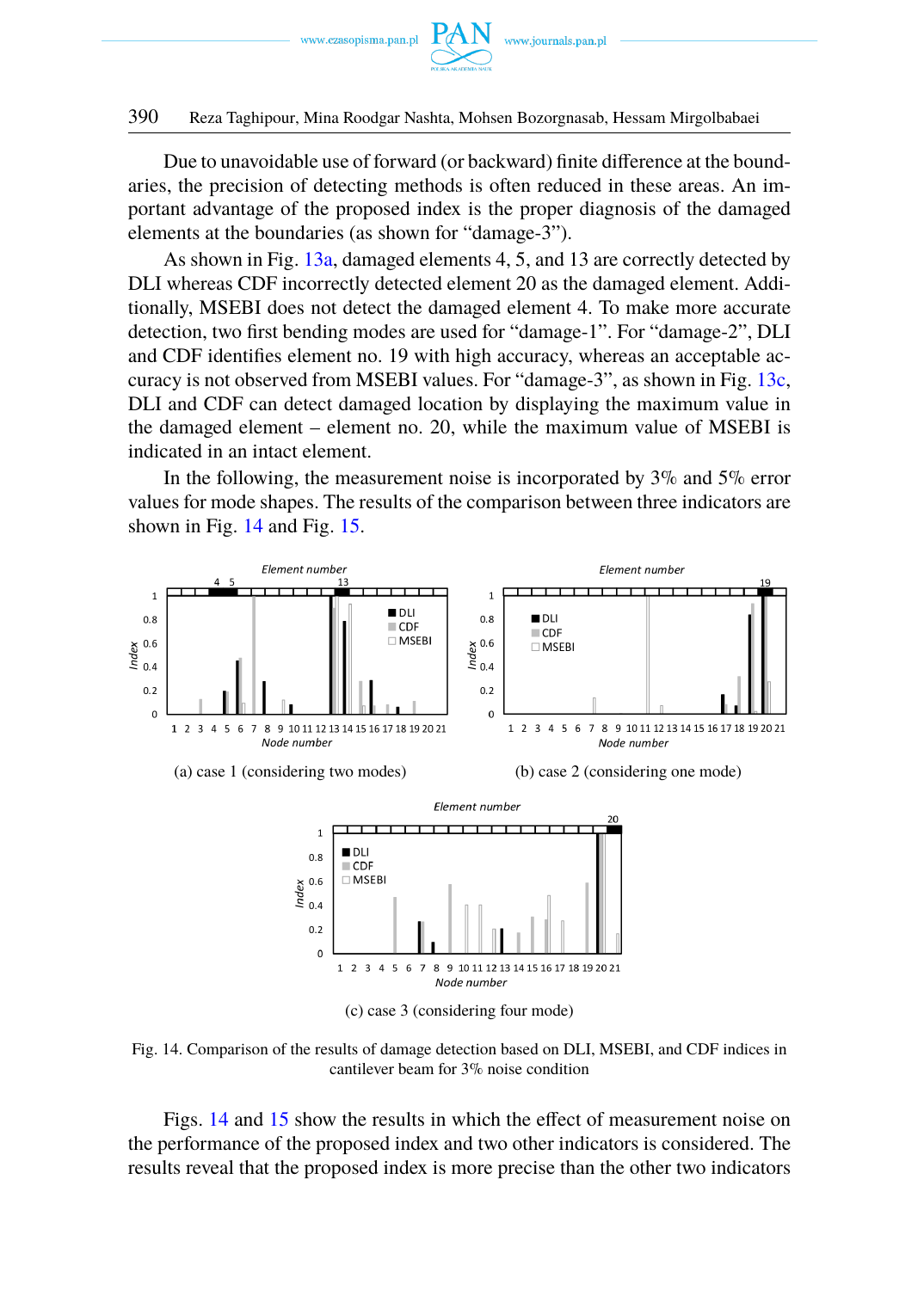Due to unavoidable use of forward (or backward) finite difference at the boundaries, the precision of detecting methods is often reduced in these areas. An important advantage of the proposed index is the proper diagnosis of the damaged elements at the boundaries (as shown for "damage-3").

As shown in Fig. 13a, damaged elements 4, 5, and 13 are correctly detected by DLI whereas CDF incorrectly detected element 20 as the damaged element. Additionally, MSEBI does not detect the damaged element 4. To make more accurate detection, two first bending modes are used for "damage-1". For "damage-2", DLI and CDF identifies element no. 19 with high accuracy, whereas an acceptable accuracy is not observed from MSEBI values. For "damage-3", as shown in Fig. 13c, DLI and CDF can detect damaged location by displaying the maximum value in the damaged element – element no. 20, while the maximum value of MSEBI is indicated in an intact element.

In the following, the measurement noise is incorporated by 3% and 5% error values for mode shapes. The results of the comparison between three indicators are shown in Fig. 14 and Fig. 15.

(a) case 1 (considering two modes)

(b) case 2 (considering one mode)

(c) case 3 (considering four mode)

Fig. 14. Comparison of the results of damage detection based on DLI, MSEBI, and CDF indices in cantilever beam for 3% noise condition

Figs. 14 and 15 show the results in which the effect of measurement noise on the performance of the proposed index and two other indicators is considered. The results reveal that the proposed index is more precise than the other two indicators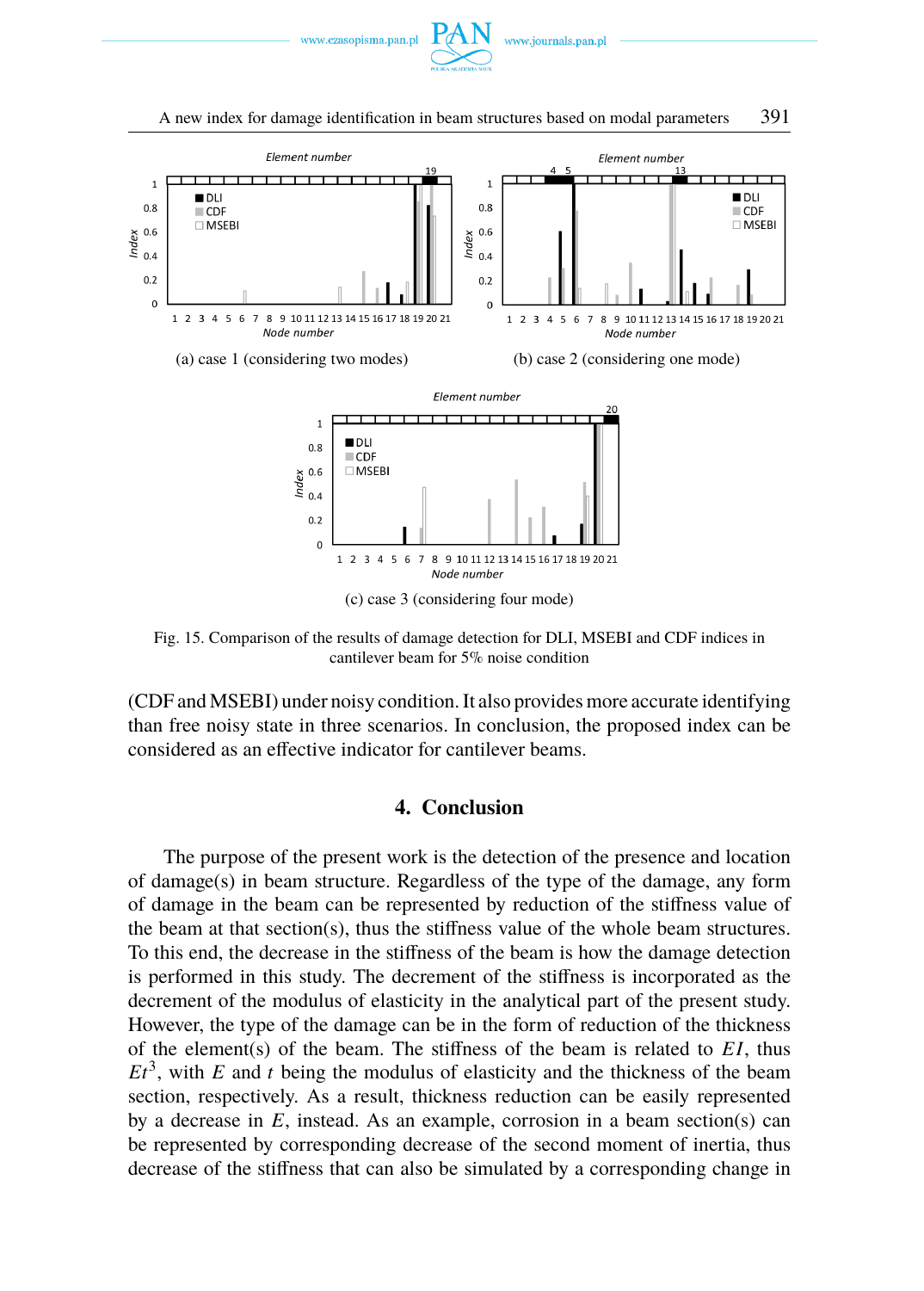(a) case 1 (considering two modes)

(b) case 2 (considering one mode)

(c) case 3 (considering four mode)

Fig. 15. Comparison of the results of damage detection for DLI, MSEBI and CDF indices in cantilever beam for 5% noise condition

(CDF and MSEBI) under noisy condition. It also provides more accurate identifying than free noisy state in three scenarios. In conclusion, the proposed index can be considered as an effective indicator for cantilever beams.

## 4. Conclusion

The purpose of the present work is the detection of the presence and location of damage(s) in beam structure. Regardless of the type of the damage, any form of damage in the beam can be represented by reduction of the stiffness value of the beam at that section(s), thus the stiffness value of the whole beam structures. To this end, the decrease in the stiffness of the beam is how the damage detection is performed in this study. The decrement of the stiffness is incorporated as the decrement of the modulus of elasticity in the analytical part of the present study. However, the type of the damage can be in the form of reduction of the thickness of the element(s) of the beam. The stiffness of the beam is related to $EI$, thus $Et^3$, with $E$ and $t$ being the modulus of elasticity and the thickness of the beam section, respectively. As a result, thickness reduction can be easily represented by a decrease in $E$, instead. As an example, corrosion in a beam section(s) can be represented by corresponding decrease of the second moment of inertia, thus decrease of the stiffness that can also be simulated by a corresponding change in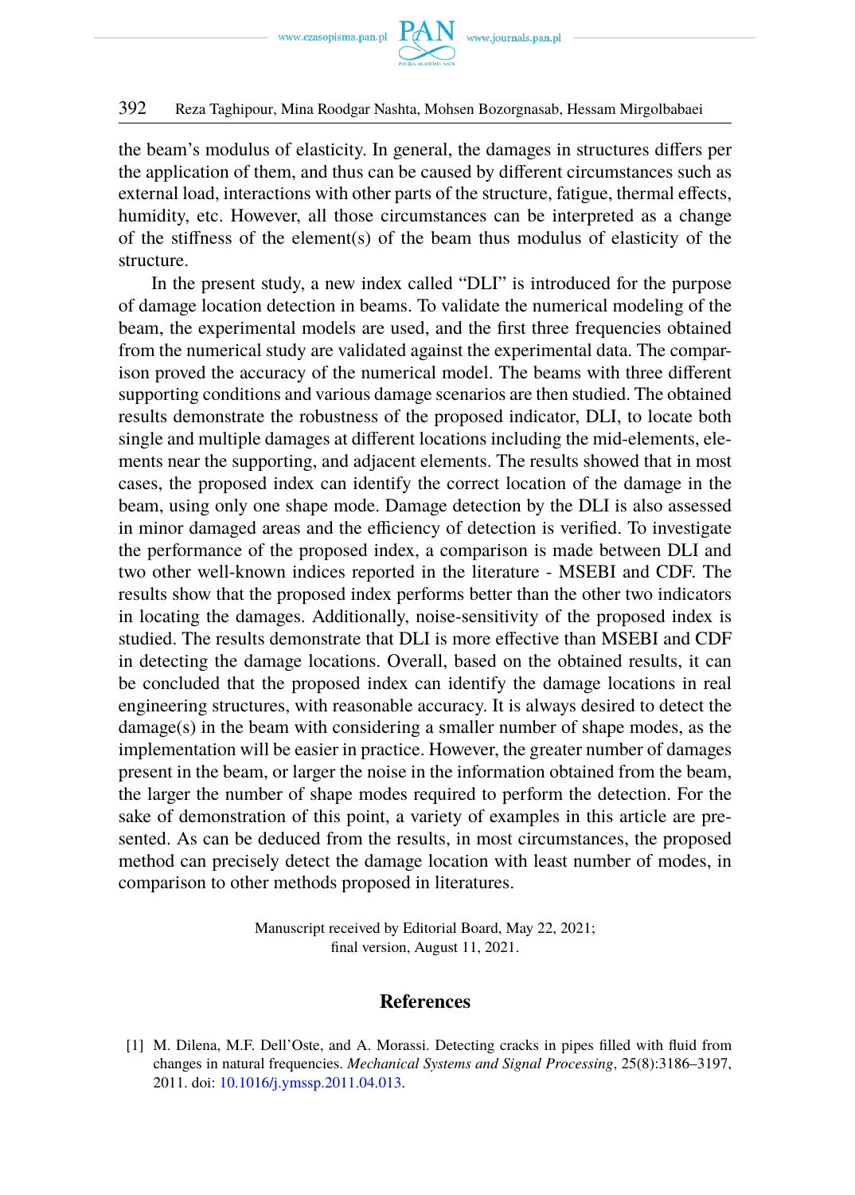the beam's modulus of elasticity. In general, the damages in structures differs per the application of them, and thus can be caused by different circumstances such as external load, interactions with other parts of the structure, fatigue, thermal effects, humidity, etc. However, all those circumstances can be interpreted as a change of the stiffness of the element(s) of the beam thus modulus of elasticity of the structure.

In the present study, a new index called "DLI" is introduced for the purpose of damage location detection in beams. To validate the numerical modeling of the beam, the experimental models are used, and the first three frequencies obtained from the numerical study are validated against the experimental data. The comparison proved the accuracy of the numerical model. The beams with three different supporting conditions and various damage scenarios are then studied. The obtained results demonstrate the robustness of the proposed indicator, DLI, to locate both single and multiple damages at different locations including the mid-elements, elements near the supporting, and adjacent elements. The results showed that in most cases, the proposed index can identify the correct location of the damage in the beam, using only one shape mode. Damage detection by the DLI is also assessed in minor damaged areas and the efficiency of detection is verified. To investigate the performance of the proposed index, a comparison is made between DLI and two other well-known indices reported in the literature - MSEBI and CDF. The results show that the proposed index performs better than the other two indicators in locating the damages. Additionally, noise-sensitivity of the proposed index is studied. The results demonstrate that DLI is more effective than MSEBI and CDF in detecting the damage locations. Overall, based on the obtained results, it can be concluded that the proposed index can identify the damage locations in real engineering structures, with reasonable accuracy. It is always desired to detect the damage(s) in the beam with considering a smaller number of shape modes, as the implementation will be easier in practice. However, the greater number of damages present in the beam, or larger the noise in the information obtained from the beam, the larger the number of shape modes required to perform the detection. For the sake of demonstration of this point, a variety of examples in this article are presented. As can be deduced from the results, in most circumstances, the proposed method can precisely detect the damage location with least number of modes, in comparison to other methods proposed in literatures.

Manuscript received by Editorial Board, May 22, 2021;
final version, August 11, 2021.

## References

[1] M. Dilena, M.F. Dell'Oste, and A. Morassi. Detecting cracks in pipes filled with fluid from changes in natural frequencies. *Mechanical Systems and Signal Processing*, 25(8):3186–3197, 2011. doi: 10.1016/j.ymssp.2011.04.013.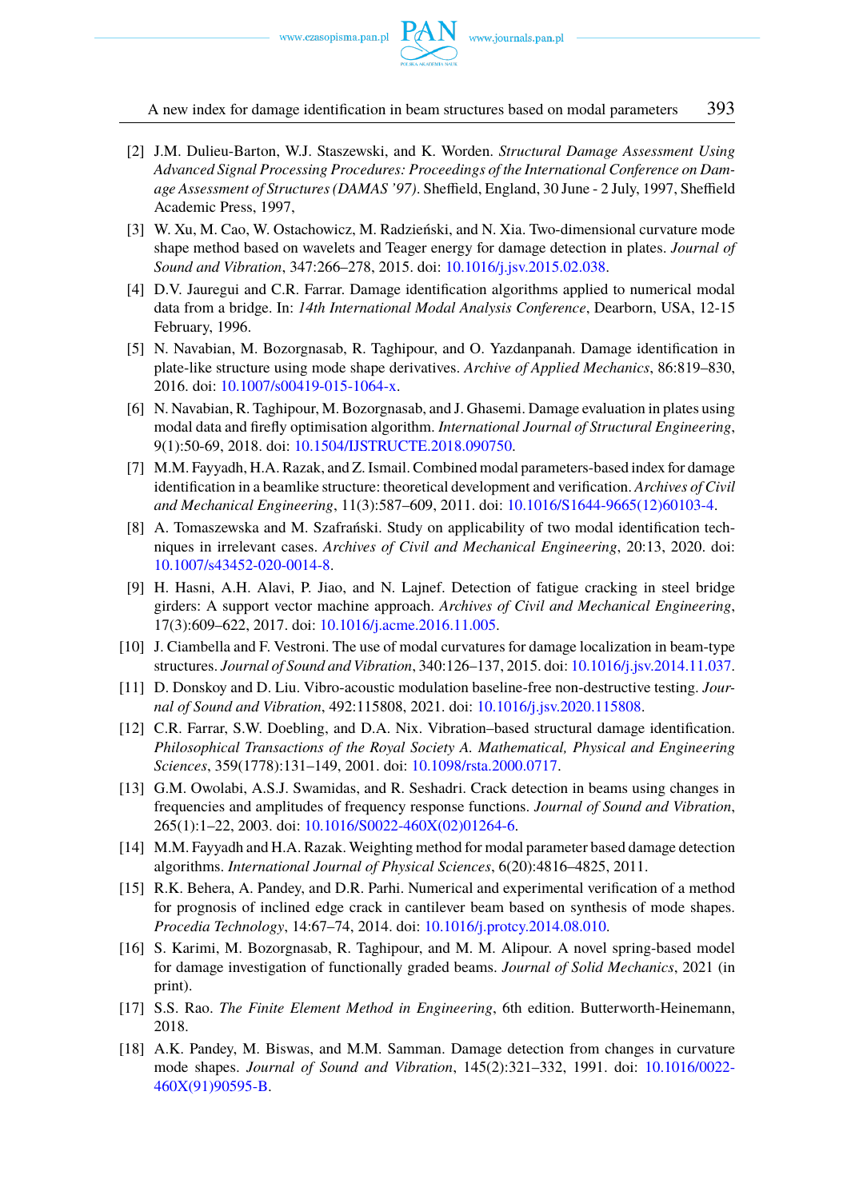[2] J.M. Dulieu-Barton, W.J. Staszewski, and K. Worden. *Structural Damage Assessment Using Advanced Signal Processing Procedures: Proceedings of the International Conference on Damage Assessment of Structures (DAMAS '97)*. Sheffield, England, 30 June - 2 July, 1997, Sheffield Academic Press, 1997,

[3] W. Xu, M. Cao, W. Ostachowicz, M. Radzieński, and N. Xia. Two-dimensional curvature mode shape method based on wavelets and Teager energy for damage detection in plates. *Journal of Sound and Vibration*, 347:266–278, 2015. doi: 10.1016/j.jsv.2015.02.038.

[4] D.V. Jauregui and C.R. Farrar. Damage identification algorithms applied to numerical modal data from a bridge. In: *14th International Modal Analysis Conference*, Dearborn, USA, 12-15 February, 1996.

[5] N. Navabian, M. Bozorgnasab, R. Taghipour, and O. Yazdanpanah. Damage identification in plate-like structure using mode shape derivatives. *Archive of Applied Mechanics*, 86:819–830, 2016. doi: 10.1007/s00419-015-1064-x.

[6] N. Navabian, R. Taghipour, M. Bozorgnasab, and J. Ghasemi. Damage evaluation in plates using modal data and firefly optimisation algorithm. *International Journal of Structural Engineering*, 9(1):50-69, 2018. doi: 10.1504/IJSTRUCTE.2018.090750.

[7] M.M. Fayyadh, H.A. Razak, and Z. Ismail. Combined modal parameters-based index for damage identification in a beamlike structure: theoretical development and verification. *Archives of Civil and Mechanical Engineering*, 11(3):587–609, 2011. doi: 10.1016/S1644-9665(12)60103-4.

[8] A. Tomaszewska and M. Szafrański. Study on applicability of two modal identification techniques in irrelevant cases. *Archives of Civil and Mechanical Engineering*, 20:13, 2020. doi: 10.1007/s43452-020-0014-8.

[9] H. Hasni, A.H. Alavi, P. Jiao, and N. Lajnef. Detection of fatigue cracking in steel bridge girders: A support vector machine approach. *Archives of Civil and Mechanical Engineering*, 17(3):609–622, 2017. doi: 10.1016/j.acme.2016.11.005.

[10] J. Ciambella and F. Vestroni. The use of modal curvatures for damage localization in beam-type structures. *Journal of Sound and Vibration*, 340:126–137, 2015. doi: 10.1016/j.jsv.2014.11.037.

[11] D. Donskoy and D. Liu. Vibro-acoustic modulation baseline-free non-destructive testing. *Journal of Sound and Vibration*, 492:115808, 2021. doi: 10.1016/j.jsv.2020.115808.

[12] C.R. Farrar, S.W. Doebling, and D.A. Nix. Vibration–based structural damage identification. *Philosophical Transactions of the Royal Society A. Mathematical, Physical and Engineering Sciences*, 359(1778):131–149, 2001. doi: 10.1098/rsta.2000.0717.

[13] G.M. Owolabi, A.S.J. Swamidas, and R. Seshadri. Crack detection in beams using changes in frequencies and amplitudes of frequency response functions. *Journal of Sound and Vibration*, 265(1):1–22, 2003. doi: 10.1016/S0022-460X(02)01264-6.

[14] M.M. Fayyadh and H.A. Razak. Weighting method for modal parameter based damage detection algorithms. *International Journal of Physical Sciences*, 6(20):4816–4825, 2011.

[15] R.K. Behera, A. Pandey, and D.R. Parhi. Numerical and experimental verification of a method for prognosis of inclined edge crack in cantilever beam based on synthesis of mode shapes. *Procedia Technology*, 14:67–74, 2014. doi: 10.1016/j.protcy.2014.08.010.

[16] S. Karimi, M. Bozorgnasab, R. Taghipour, and M. M. Alipour. A novel spring-based model for damage investigation of functionally graded beams. *Journal of Solid Mechanics*, 2021 (in print).

[17] S.S. Rao. *The Finite Element Method in Engineering*, 6th edition. Butterworth-Heinemann, 2018.

[18] A.K. Pandey, M. Biswas, and M.M. Samman. Damage detection from changes in curvature mode shapes. *Journal of Sound and Vibration*, 145(2):321–332, 1991. doi: 10.1016/0022-460X(91)90595-B.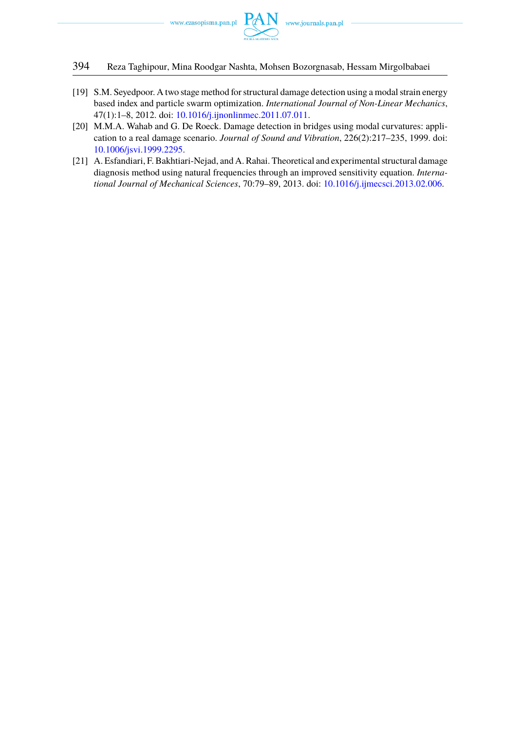[19] S.M. Seyedpoor. A two stage method for structural damage detection using a modal strain energy based index and particle swarm optimization. *International Journal of Non-Linear Mechanics*, 47(1):1–8, 2012. doi: 10.1016/j.ijnonlinmec.2011.07.011.

[20] M.M.A. Wahab and G. De Roeck. Damage detection in bridges using modal curvatures: application to a real damage scenario. *Journal of Sound and Vibration*, 226(2):217–235, 1999. doi: 10.1006/jsvi.1999.2295.

[21] A. Esfandiari, F. Bakhtiari-Nejad, and A. Rahai. Theoretical and experimental structural damage diagnosis method using natural frequencies through an improved sensitivity equation. *International Journal of Mechanical Sciences*, 70:79–89, 2013. doi: 10.1016/j.ijmecsci.2013.02.006.